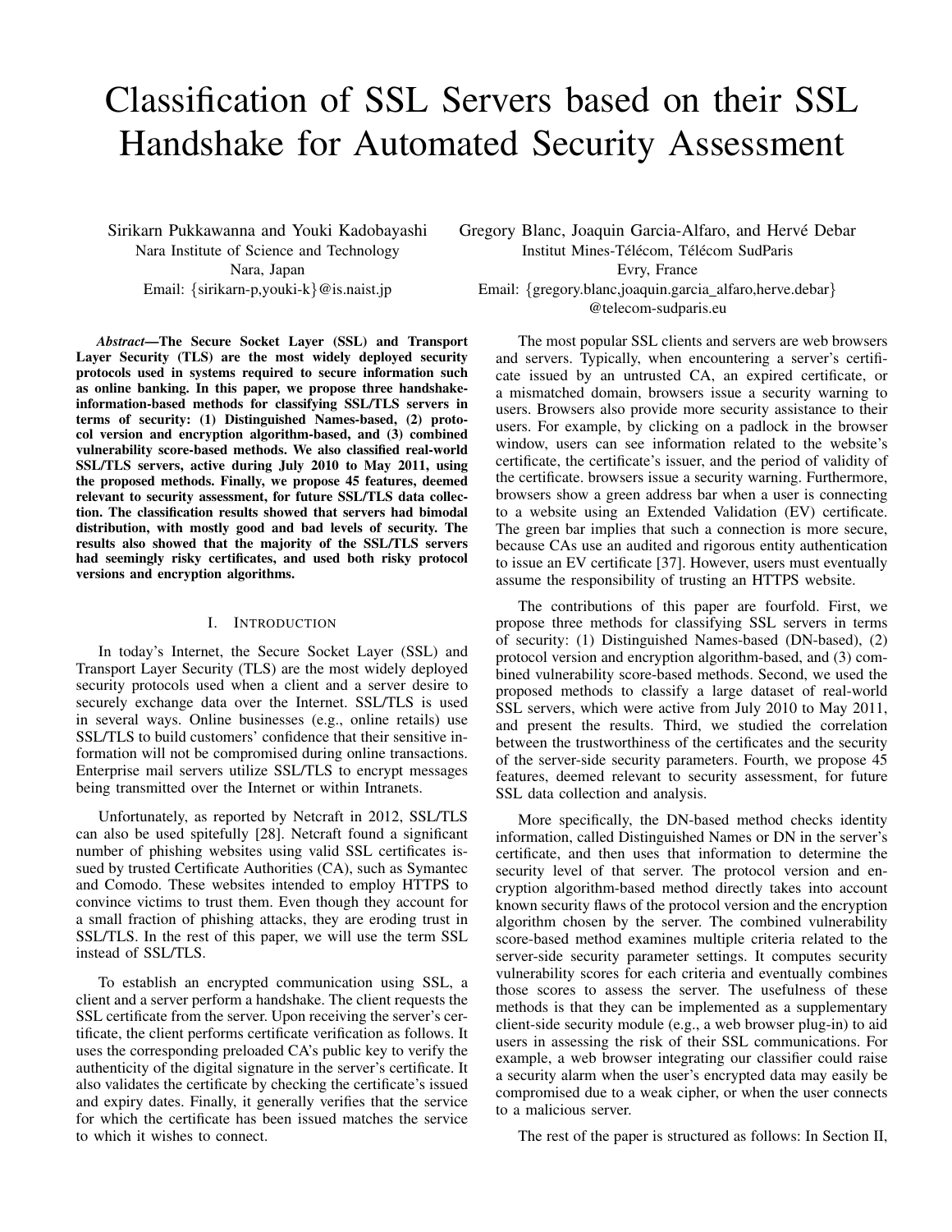# Classification of SSL Servers based on their SSL Handshake for Automated Security Assessment

Sirikarn Pukkawanna and Youki Kadobayashi
Nara Institute of Science and Technology
Nara, Japan
Email: {sirikarn-p,youki-k}@is.naist.jp

Gregory Blanc, Joaquin Garcia-Alfaro, and Hervé Debar
Institut Mines-Télécom, Télécom SudParis
Evry, France
Email: {gregory.blanc,joaquin.garcia_alfaro,herve.debar}@telecom-sudparis.eu

***Abstract*—The Secure Socket Layer (SSL) and Transport Layer Security (TLS) are the most widely deployed security protocols used in systems required to secure information such as online banking. In this paper, we propose three handshake-information-based methods for classifying SSL/TLS servers in terms of security: (1) Distinguished Names-based, (2) protocol version and encryption algorithm-based, and (3) combined vulnerability score-based methods. We also classified real-world SSL/TLS servers, active during July 2010 to May 2011, using the proposed methods. Finally, we propose 45 features, deemed relevant to security assessment, for future SSL/TLS data collection. The classification results showed that servers had bimodal distribution, with mostly good and bad levels of security. The results also showed that the majority of the SSL/TLS servers had seemingly risky certificates, and used both risky protocol versions and encryption algorithms.**

## I. Introduction

In today's Internet, the Secure Socket Layer (SSL) and Transport Layer Security (TLS) are the most widely deployed security protocols used when a client and a server desire to securely exchange data over the Internet. SSL/TLS is used in several ways. Online businesses (e.g., online retails) use SSL/TLS to build customers' confidence that their sensitive information will not be compromised during online transactions. Enterprise mail servers utilize SSL/TLS to encrypt messages being transmitted over the Internet or within Intranets.

Unfortunately, as reported by Netcraft in 2012, SSL/TLS can also be used spitefully [28]. Netcraft found a significant number of phishing websites using valid SSL certificates issued by trusted Certificate Authorities (CA), such as Symantec and Comodo. These websites intended to employ HTTPS to convince victims to trust them. Even though they account for a small fraction of phishing attacks, they are eroding trust in SSL/TLS. In the rest of this paper, we will use the term SSL instead of SSL/TLS.

To establish an encrypted communication using SSL, a client and a server perform a handshake. The client requests the SSL certificate from the server. Upon receiving the server's certificate, the client performs certificate verification as follows. It uses the corresponding preloaded CA's public key to verify the authenticity of the digital signature in the server's certificate. It also validates the certificate by checking the certificate's issued and expiry dates. Finally, it generally verifies that the service for which the certificate has been issued matches the service to which it wishes to connect.

The most popular SSL clients and servers are web browsers and servers. Typically, when encountering a server's certificate issued by an untrusted CA, an expired certificate, or a mismatched domain, browsers issue a security warning to users. Browsers also provide more security assistance to their users. For example, by clicking on a padlock in the browser window, users can see information related to the website's certificate, the certificate's issuer, and the period of validity of the certificate. browsers issue a security warning. Furthermore, browsers show a green address bar when a user is connecting to a website using an Extended Validation (EV) certificate. The green bar implies that such a connection is more secure, because CAs use an audited and rigorous entity authentication to issue an EV certificate [37]. However, users must eventually assume the responsibility of trusting an HTTPS website.

The contributions of this paper are fourfold. First, we propose three methods for classifying SSL servers in terms of security: (1) Distinguished Names-based (DN-based), (2) protocol version and encryption algorithm-based, and (3) combined vulnerability score-based methods. Second, we used the proposed methods to classify a large dataset of real-world SSL servers, which were active from July 2010 to May 2011, and present the results. Third, we studied the correlation between the trustworthiness of the certificates and the security of the server-side security parameters. Fourth, we propose 45 features, deemed relevant to security assessment, for future SSL data collection and analysis.

More specifically, the DN-based method checks identity information, called Distinguished Names or DN in the server's certificate, and then uses that information to determine the security level of that server. The protocol version and encryption algorithm-based method directly takes into account known security flaws of the protocol version and the encryption algorithm chosen by the server. The combined vulnerability score-based method examines multiple criteria related to the server-side security parameter settings. It computes security vulnerability scores for each criteria and eventually combines those scores to assess the server. The usefulness of these methods is that they can be implemented as a supplementary client-side security module (e.g., a web browser plug-in) to aid users in assessing the risk of their SSL communications. For example, a web browser integrating our classifier could raise a security alarm when the user's encrypted data may easily be compromised due to a weak cipher, or when the user connects to a malicious server.

The rest of the paper is structured as follows: In Section II,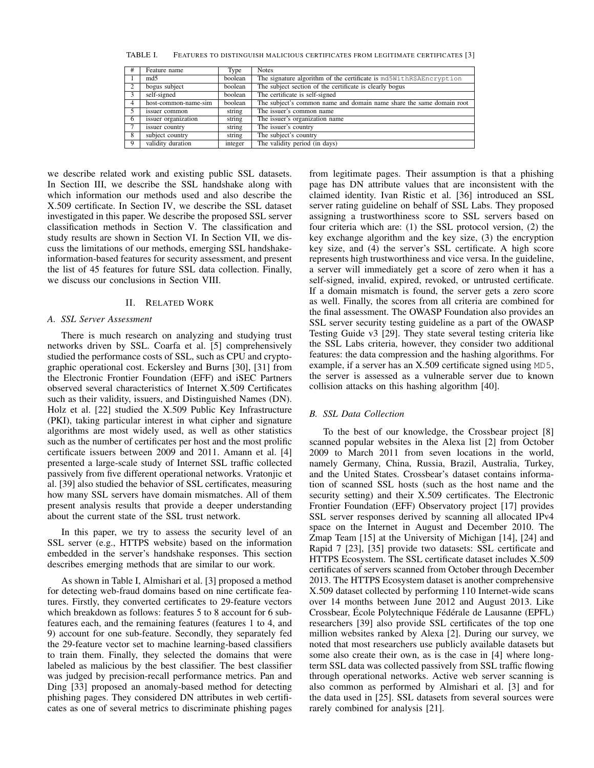TABLE I. FEATURES TO DISTINGUISH MALICIOUS CERTIFICATES FROM LEGITIMATE CERTIFICATES [3]

| # | Feature name | Type | Notes |
|---|---|---|---|
| 1 | md5 | boolean | The signature algorithm of the certificate is `md5WithRSAEncryption` |
| 2 | bogus subject | boolean | The subject section of the certificate is clearly bogus |
| 3 | self-signed | boolean | The certificate is self-signed |
| 4 | host-common-name-sim | boolean | The subject's common name and domain name share the same domain root |
| 5 | issuer common | string | The issuer's common name |
| 6 | issuer organization | string | The issuer's organization name |
| 7 | issuer country | string | The issuer's country |
| 8 | subject country | string | The subject's country |
| 9 | validity duration | integer | The validity period (in days) |

we describe related work and existing public SSL datasets. In Section III, we describe the SSL handshake along with which information our methods used and also describe the X.509 certificate. In Section IV, we describe the SSL dataset investigated in this paper. We describe the proposed SSL server classification methods in Section V. The classification and study results are shown in Section VI. In Section VII, we discuss the limitations of our methods, emerging SSL handshake-information-based features for security assessment, and present the list of 45 features for future SSL data collection. Finally, we discuss our conclusions in Section VIII.

## II. Related Work

### A. SSL Server Assessment

There is much research on analyzing and studying trust networks driven by SSL. Coarfa et al. [5] comprehensively studied the performance costs of SSL, such as CPU and cryptographic operational cost. Eckersley and Burns [30], [31] from the Electronic Frontier Foundation (EFF) and iSEC Partners observed several characteristics of Internet X.509 Certificates such as their validity, issuers, and Distinguished Names (DN). Holz et al. [22] studied the X.509 Public Key Infrastructure (PKI), taking particular interest in what cipher and signature algorithms are most widely used, as well as other statistics such as the number of certificates per host and the most prolific certificate issuers between 2009 and 2011. Amann et al. [4] presented a large-scale study of Internet SSL traffic collected passively from five different operational networks. Vratonjic et al. [39] also studied the behavior of SSL certificates, measuring how many SSL servers have domain mismatches. All of them present analysis results that provide a deeper understanding about the current state of the SSL trust network.

In this paper, we try to assess the security level of an SSL server (e.g., HTTPS website) based on the information embedded in the server's handshake responses. This section describes emerging methods that are similar to our work.

As shown in Table I, Almishari et al. [3] proposed a method for detecting web-fraud domains based on nine certificate features. Firstly, they converted certificates to 29-feature vectors which breakdown as follows: features 5 to 8 account for 6 sub-features each, and the remaining features (features 1 to 4, and 9) account for one sub-feature. Secondly, they separately fed the 29-feature vector set to machine learning-based classifiers to train them. Finally, they selected the domains that were labeled as malicious by the best classifier. The best classifier was judged by precision-recall performance metrics. Pan and Ding [33] proposed an anomaly-based method for detecting phishing pages. They considered DN attributes in web certificates as one of several metrics to discriminate phishing pages from legitimate pages. Their assumption is that a phishing page has DN attribute values that are inconsistent with the claimed identity. Ivan Ristic et al. [36] introduced an SSL server rating guideline on behalf of SSL Labs. They proposed assigning a trustworthiness score to SSL servers based on four criteria which are: (1) the SSL protocol version, (2) the key exchange algorithm and the key size, (3) the encryption key size, and (4) the server's SSL certificate. A high score represents high trustworthiness and vice versa. In the guideline, a server will immediately get a score of zero when it has a self-signed, invalid, expired, revoked, or untrusted certificate. If a domain mismatch is found, the server gets a zero score as well. Finally, the scores from all criteria are combined for the final assessment. The OWASP Foundation also provides an SSL server security testing guideline as a part of the OWASP Testing Guide v3 [29]. They state several testing criteria like the SSL Labs criteria, however, they consider two additional features: the data compression and the hashing algorithms. For example, if a server has an X.509 certificate signed using `MD5`, the server is assessed as a vulnerable server due to known collision attacks on this hashing algorithm [40].

### B. SSL Data Collection

To the best of our knowledge, the Crossbear project [8] scanned popular websites in the Alexa list [2] from October 2009 to March 2011 from seven locations in the world, namely Germany, China, Russia, Brazil, Australia, Turkey, and the United States. Crossbear's dataset contains information of scanned SSL hosts (such as the host name and the security setting) and their X.509 certificates. The Electronic Frontier Foundation (EFF) Observatory project [17] provides SSL server responses derived by scanning all allocated IPv4 space on the Internet in August and December 2010. The Zmap Team [15] at the University of Michigan [14], [24] and Rapid 7 [23], [35] provide two datasets: SSL certificate and HTTPS Ecosystem. The SSL certificate dataset includes X.509 certificates of servers scanned from October through December 2013. The HTTPS Ecosystem dataset is another comprehensive X.509 dataset collected by performing 110 Internet-wide scans over 14 months between June 2012 and August 2013. Like Crossbear, École Polytechnique Fédérale de Lausanne (EPFL) researchers [39] also provide SSL certificates of the top one million websites ranked by Alexa [2]. During our survey, we noted that most researchers use publicly available datasets but some also create their own, as is the case in [4] where long-term SSL data was collected passively from SSL traffic flowing through operational networks. Active web server scanning is also common as performed by Almishari et al. [3] and for the data used in [25]. SSL datasets from several sources were rarely combined for analysis [21].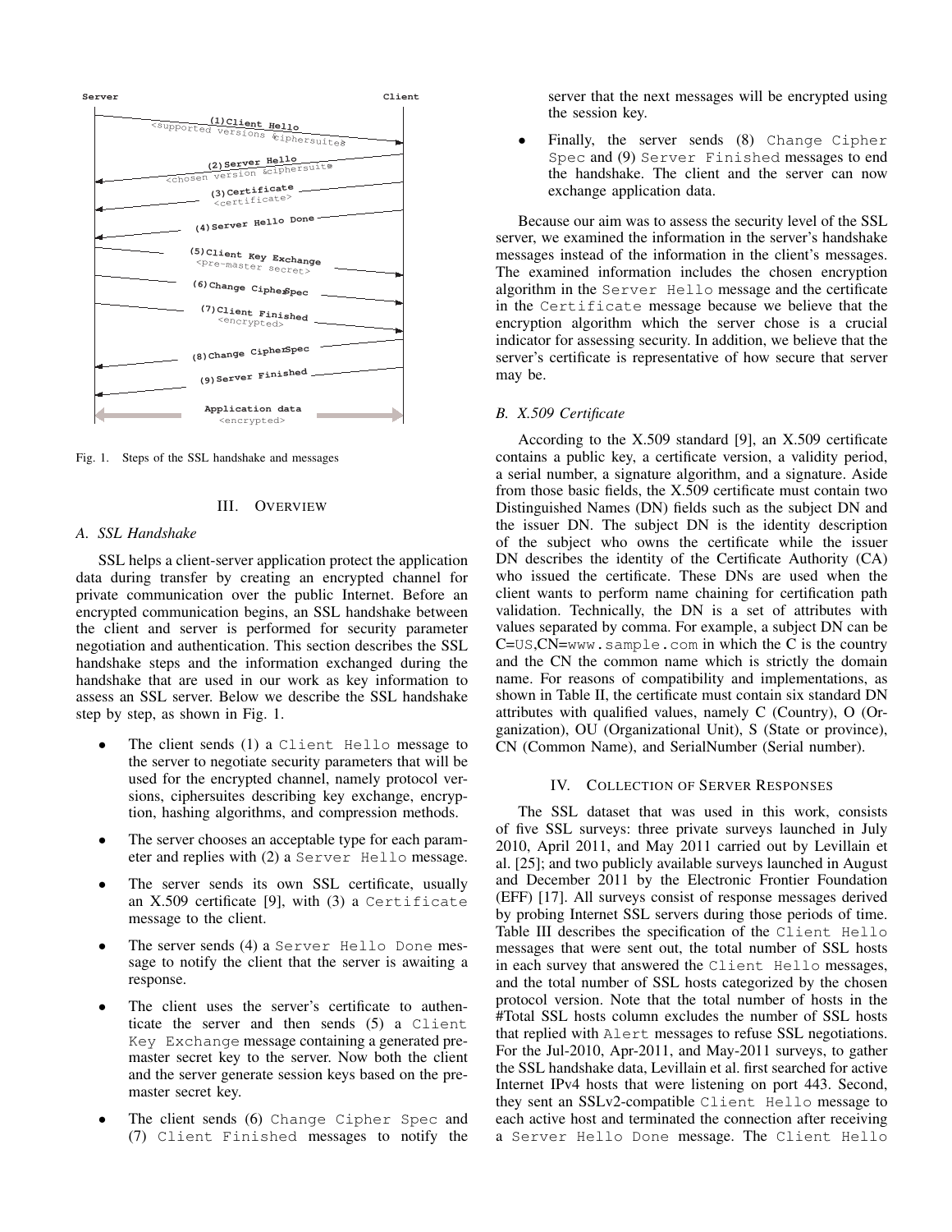Fig. 1. Steps of the SSL handshake and messages

## III. Overview

### A. SSL Handshake

SSL helps a client-server application protect the application data during transfer by creating an encrypted channel for private communication over the public Internet. Before an encrypted communication begins, an SSL handshake between the client and server is performed for security parameter negotiation and authentication. This section describes the SSL handshake steps and the information exchanged during the handshake that are used in our work as key information to assess an SSL server. Below we describe the SSL handshake step by step, as shown in Fig. 1.

- The client sends (1) a `Client Hello` message to the server to negotiate security parameters that will be used for the encrypted channel, namely protocol versions, ciphersuites describing key exchange, encryption, hashing algorithms, and compression methods.
- The server chooses an acceptable type for each parameter and replies with (2) a `Server Hello` message.
- The server sends its own SSL certificate, usually an X.509 certificate [9], with (3) a `Certificate` message to the client.
- The server sends (4) a `Server Hello Done` message to notify the client that the server is awaiting a response.
- The client uses the server's certificate to authenticate the server and then sends (5) a `Client Key Exchange` message containing a generated pre-master secret key to the server. Now both the client and the server generate session keys based on the pre-master secret key.
- The client sends (6) `Change Cipher Spec` and (7) `Client Finished` messages to notify the server that the next messages will be encrypted using the session key.
- Finally, the server sends (8) `Change Cipher Spec` and (9) `Server Finished` messages to end the handshake. The client and the server can now exchange application data.

Because our aim was to assess the security level of the SSL server, we examined the information in the server's handshake messages instead of the information in the client's messages. The examined information includes the chosen encryption algorithm in the `Server Hello` message and the certificate in the `Certificate` message because we believe that the encryption algorithm which the server chose is a crucial indicator for assessing security. In addition, we believe that the server's certificate is representative of how secure that server may be.

### B. X.509 Certificate

According to the X.509 standard [9], an X.509 certificate contains a public key, a certificate version, a validity period, a serial number, a signature algorithm, and a signature. Aside from those basic fields, the X.509 certificate must contain two Distinguished Names (DN) fields such as the subject DN and the issuer DN. The subject DN is the identity description of the subject who owns the certificate while the issuer DN describes the identity of the Certificate Authority (CA) who issued the certificate. These DNs are used when the client wants to perform name chaining for certification path validation. Technically, the DN is a set of attributes with values separated by comma. For example, a subject DN can be C=`US`,CN=`www.sample.com` in which the C is the country and the CN the common name which is strictly the domain name. For reasons of compatibility and implementations, as shown in Table II, the certificate must contain six standard DN attributes with qualified values, namely C (Country), O (Organization), OU (Organizational Unit), S (State or province), CN (Common Name), and SerialNumber (Serial number).

## IV. Collection of Server Responses

The SSL dataset that was used in this work, consists of five SSL surveys: three private surveys launched in July 2010, April 2011, and May 2011 carried out by Levillain et al. [25]; and two publicly available surveys launched in August and December 2011 by the Electronic Frontier Foundation (EFF) [17]. All surveys consist of response messages derived by probing Internet SSL servers during those periods of time. Table III describes the specification of the `Client Hello` messages that were sent out, the total number of SSL hosts in each survey that answered the `Client Hello` messages, and the total number of SSL hosts categorized by the chosen protocol version. Note that the total number of hosts in the #Total SSL hosts column excludes the number of SSL hosts that replied with `Alert` messages to refuse SSL negotiations. For the Jul-2010, Apr-2011, and May-2011 surveys, to gather the SSL handshake data, Levillain et al. first searched for active Internet IPv4 hosts that were listening on port 443. Second, they sent an SSLv2-compatible `Client Hello` message to each active host and terminated the connection after receiving a `Server Hello Done` message. The `Client Hello`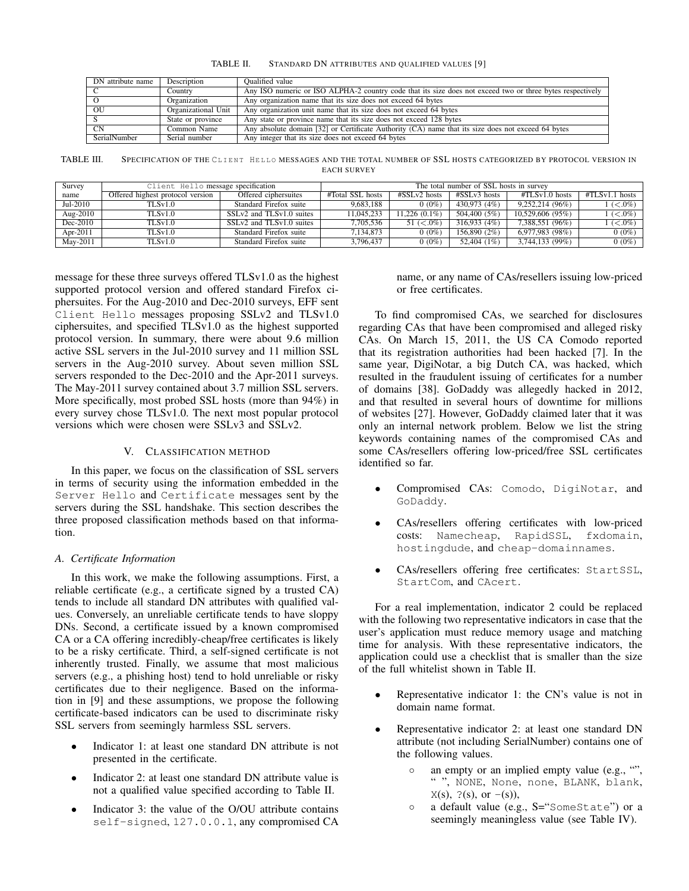TABLE II. STANDARD DN ATTRIBUTES AND QUALIFIED VALUES [9]

| DN attribute name | Description | Qualified value |
|---|---|---|
| C | Country | Any ISO numeric or ISO ALPHA-2 country code that its size does not exceed two or three bytes respectively |
| O | Organization | Any organization name that its size does not exceed 64 bytes |
| OU | Organizational Unit | Any organization unit name that its size does not exceed 64 bytes |
| S | State or province | Any state or province name that its size does not exceed 128 bytes |
| CN | Common Name | Any absolute domain [32] or Certificate Authority (CA) name that its size does not exceed 64 bytes |
| SerialNumber | Serial number | Any integer that its size does not exceed 64 bytes |

TABLE III. SPECIFICATION OF THE CLIENT HELLO MESSAGES AND THE TOTAL NUMBER OF SSL HOSTS CATEGORIZED BY PROTOCOL VERSION IN EACH SURVEY

| Survey | Client Hello message specification | | The total number of SSL hosts in survey | | | | |
|---|---|---|---|---|---|---|---|
| name | Offered highest protocol version | Offered ciphersuites | #Total SSL hosts | #SSLv2 hosts | #SSLv3 hosts | #TLSv1.0 hosts | #TLSv1.1 hosts |
| Jul-2010 | TLSv1.0 | Standard Firefox suite | 9,683,188 | 0 (0%) | 430,973 (4%) | 9,252,214 (96%) | 1 (<.0%) |
| Aug-2010 | TLSv1.0 | SSLv2 and TLSv1.0 suites | 11,045,233 | 11,226 (0.1%) | 504,400 (5%) | 10,529,606 (95%) | 1 (<.0%) |
| Dec-2010 | TLSv1.0 | SSLv2 and TLSv1.0 suites | 7,705,536 | 51 (<.0%) | 316,933 (4%) | 7,388,551 (96%) | 1 (<.0%) |
| Apr-2011 | TLSv1.0 | Standard Firefox suite | 7,134,873 | 0 (0%) | 156,890 (2%) | 6,977,983 (98%) | 0 (0%) |
| May-2011 | TLSv1.0 | Standard Firefox suite | 3,796,437 | 0 (0%) | 52,404 (1%) | 3,744,133 (99%) | 0 (0%) |

message for these three surveys offered TLSv1.0 as the highest supported protocol version and offered standard Firefox ciphersuites. For the Aug-2010 and Dec-2010 surveys, EFF sent Client Hello messages proposing SSLv2 and TLSv1.0 ciphersuites, and specified TLSv1.0 as the highest supported protocol version. In summary, there were about 9.6 million active SSL servers in the Jul-2010 survey and 11 million SSL servers in the Aug-2010 survey. About seven million SSL servers responded to the Dec-2010 and the Apr-2011 surveys. The May-2011 survey contained about 3.7 million SSL servers. More specifically, most probed SSL hosts (more than 94%) in every survey chose TLSv1.0. The next most popular protocol versions which were chosen were SSLv3 and SSLv2.

## V. CLASSIFICATION METHOD

In this paper, we focus on the classification of SSL servers in terms of security using the information embedded in the Server Hello and Certificate messages sent by the servers during the SSL handshake. This section describes the three proposed classification methods based on that information.

### A. Certificate Information

In this work, we make the following assumptions. First, a reliable certificate (e.g., a certificate signed by a trusted CA) tends to include all standard DN attributes with qualified values. Conversely, an unreliable certificate tends to have sloppy DNs. Second, a certificate issued by a known compromised CA or a CA offering incredibly-cheap/free certificates is likely to be a risky certificate. Third, a self-signed certificate is not inherently trusted. Finally, we assume that most malicious servers (e.g., a phishing host) tend to hold unreliable or risky certificates due to their negligence. Based on the information in [9] and these assumptions, we propose the following certificate-based indicators can be used to discriminate risky SSL servers from seemingly harmless SSL servers.

- Indicator 1: at least one standard DN attribute is not presented in the certificate.
- Indicator 2: at least one standard DN attribute value is not a qualified value specified according to Table II.
- Indicator 3: the value of the O/OU attribute contains self-signed, 127.0.0.1, any compromised CA name, or any name of CAs/resellers issuing low-priced or free certificates.

To find compromised CAs, we searched for disclosures regarding CAs that have been compromised and alleged risky CAs. On March 15, 2011, the US CA Comodo reported that its registration authorities had been hacked [7]. In the same year, DigiNotar, a big Dutch CA, was hacked, which resulted in the fraudulent issuing of certificates for a number of domains [38]. GoDaddy was allegedly hacked in 2012, and that resulted in several hours of downtime for millions of websites [27]. However, GoDaddy claimed later that it was only an internal network problem. Below we list the string keywords containing names of the compromised CAs and some CAs/resellers offering low-priced/free SSL certificates identified so far.

- Compromised CAs: Comodo, DigiNotar, and GoDaddy.
- CAs/resellers offering certificates with low-priced costs: Namecheap, RapidSSL, fxdomain, hostingdude, and cheap-domainnames.
- CAs/resellers offering free certificates: StartSSL, StartCom, and CAcert.

For a real implementation, indicator 2 could be replaced with the following two representative indicators in case that the user's application must reduce memory usage and matching time for analysis. With these representative indicators, the application could use a checklist that is smaller than the size of the full whitelist shown in Table II.

- Representative indicator 1: the CN's value is not in domain name format.
- Representative indicator 2: at least one standard DN attribute (not including SerialNumber) contains one of the following values.
  - an empty or an implied empty value (e.g., "", " ", NONE, None, none, BLANK, blank, X(s), ?(s), or −(s)),
  - a default value (e.g., S="SomeState") or a seemingly meaningless value (see Table IV).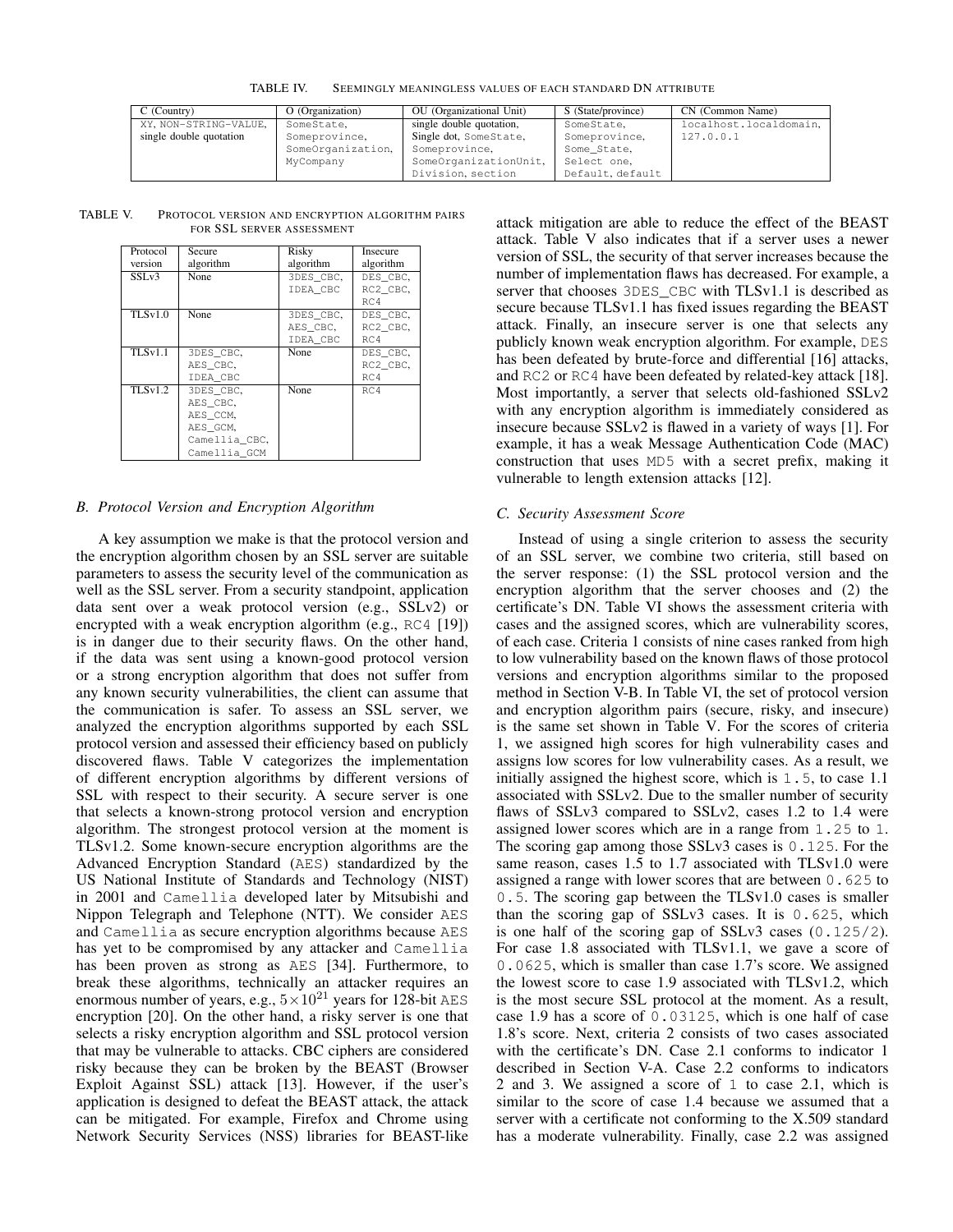TABLE IV. SEEMINGLY MEANINGLESS VALUES OF EACH STANDARD DN ATTRIBUTE

| C (Country) | O (Organization) | OU (Organizational Unit) | S (State/province) | CN (Common Name) |
|---|---|---|---|---|
| XY, NON-STRING-VALUE, single double quotation | SomeState, Someprovince, SomeOrganization, MyCompany | single double quotation, Single dot, SomeState, Someprovince, SomeOrganizationUnit, Division, section | SomeState, Someprovince, Some_State, Select one, Default, default | localhost.localdomain, 127.0.0.1 |

TABLE V. PROTOCOL VERSION AND ENCRYPTION ALGORITHM PAIRS FOR SSL SERVER ASSESSMENT

| Protocol version | Secure algorithm | Risky algorithm | Insecure algorithm |
|---|---|---|---|
| SSLv3 | None | 3DES_CBC, IDEA_CBC | DES_CBC, RC2_CBC, RC4 |
| TLSv1.0 | None | 3DES_CBC, AES_CBC, IDEA_CBC | DES_CBC, RC2_CBC, RC4 |
| TLSv1.1 | 3DES_CBC, AES_CBC, IDEA_CBC | None | DES_CBC, RC2_CBC, RC4 |
| TLSv1.2 | 3DES_CBC, AES_CBC, AES_CCM, AES_GCM, Camellia_CBC, Camellia_GCM | None | RC4 |

### B. Protocol Version and Encryption Algorithm

A key assumption we make is that the protocol version and the encryption algorithm chosen by an SSL server are suitable parameters to assess the security level of the communication as well as the SSL server. From a security standpoint, application data sent over a weak protocol version (e.g., SSLv2) or encrypted with a weak encryption algorithm (e.g., RC4 [19]) is in danger due to their security flaws. On the other hand, if the data was sent using a known-good protocol version or a strong encryption algorithm that does not suffer from any known security vulnerabilities, the client can assume that the communication is safer. To assess an SSL server, we analyzed the encryption algorithms supported by each SSL protocol version and assessed their efficiency based on publicly discovered flaws. Table V categorizes the implementation of different encryption algorithms by different versions of SSL with respect to their security. A secure server is one that selects a known-strong protocol version and encryption algorithm. The strongest protocol version at the moment is TLSv1.2. Some known-secure encryption algorithms are the Advanced Encryption Standard (AES) standardized by the US National Institute of Standards and Technology (NIST) in 2001 and Camellia developed later by Mitsubishi and Nippon Telegraph and Telephone (NTT). We consider AES and Camellia as secure encryption algorithms because AES has yet to be compromised by any attacker and Camellia has been proven as strong as AES [34]. Furthermore, to break these algorithms, technically an attacker requires an enormous number of years, e.g., $5 \times 10^{21}$ years for 128-bit AES encryption [20]. On the other hand, a risky server is one that selects a risky encryption algorithm and SSL protocol version that may be vulnerable to attacks. CBC ciphers are considered risky because they can be broken by the BEAST (Browser Exploit Against SSL) attack [13]. However, if the user's application is designed to defeat the BEAST attack, the attack can be mitigated. For example, Firefox and Chrome using Network Security Services (NSS) libraries for BEAST-like attack mitigation are able to reduce the effect of the BEAST attack. Table V also indicates that if a server uses a newer version of SSL, the security of that server increases because the number of implementation flaws has decreased. For example, a server that chooses 3DES_CBC with TLSv1.1 is described as secure because TLSv1.1 has fixed issues regarding the BEAST attack. Finally, an insecure server is one that selects any publicly known weak encryption algorithm. For example, DES has been defeated by brute-force and differential [16] attacks, and RC2 or RC4 have been defeated by related-key attack [18]. Most importantly, a server that selects old-fashioned SSLv2 with any encryption algorithm is immediately considered as insecure because SSLv2 is flawed in a variety of ways [1]. For example, it has a weak Message Authentication Code (MAC) construction that uses MD5 with a secret prefix, making it vulnerable to length extension attacks [12].

### C. Security Assessment Score

Instead of using a single criterion to assess the security of an SSL server, we combine two criteria, still based on the server response: (1) the SSL protocol version and the encryption algorithm that the server chooses and (2) the certificate's DN. Table VI shows the assessment criteria with cases and the assigned scores, which are vulnerability scores, of each case. Criteria 1 consists of nine cases ranked from high to low vulnerability based on the known flaws of those protocol versions and encryption algorithms similar to the proposed method in Section V-B. In Table VI, the set of protocol version and encryption algorithm pairs (secure, risky, and insecure) is the same set shown in Table V. For the scores of criteria 1, we assigned high scores for high vulnerability cases and assigns low scores for low vulnerability cases. As a result, we initially assigned the highest score, which is 1.5, to case 1.1 associated with SSLv2. Due to the smaller number of security flaws of SSLv3 compared to SSLv2, cases 1.2 to 1.4 were assigned lower scores which are in a range from 1.25 to 1. The scoring gap among those SSLv3 cases is 0.125. For the same reason, cases 1.5 to 1.7 associated with TLSv1.0 were assigned a range with lower scores that are between 0.625 to 0.5. The scoring gap between the TLSv1.0 cases is smaller than the scoring gap of SSLv3 cases. It is 0.625, which is one half of the scoring gap of SSLv3 cases (0.125/2). For case 1.8 associated with TLSv1.1, we gave a score of 0.0625, which is smaller than case 1.7's score. We assigned the lowest score to case 1.9 associated with TLSv1.2, which is the most secure SSL protocol at the moment. As a result, case 1.9 has a score of 0.03125, which is one half of case 1.8's score. Next, criteria 2 consists of two cases associated with the certificate's DN. Case 2.1 conforms to indicator 1 described in Section V-A. Case 2.2 conforms to indicators 2 and 3. We assigned a score of 1 to case 2.1, which is similar to the score of case 1.4 because we assumed that a server with a certificate not conforming to the X.509 standard has a moderate vulnerability. Finally, case 2.2 was assigned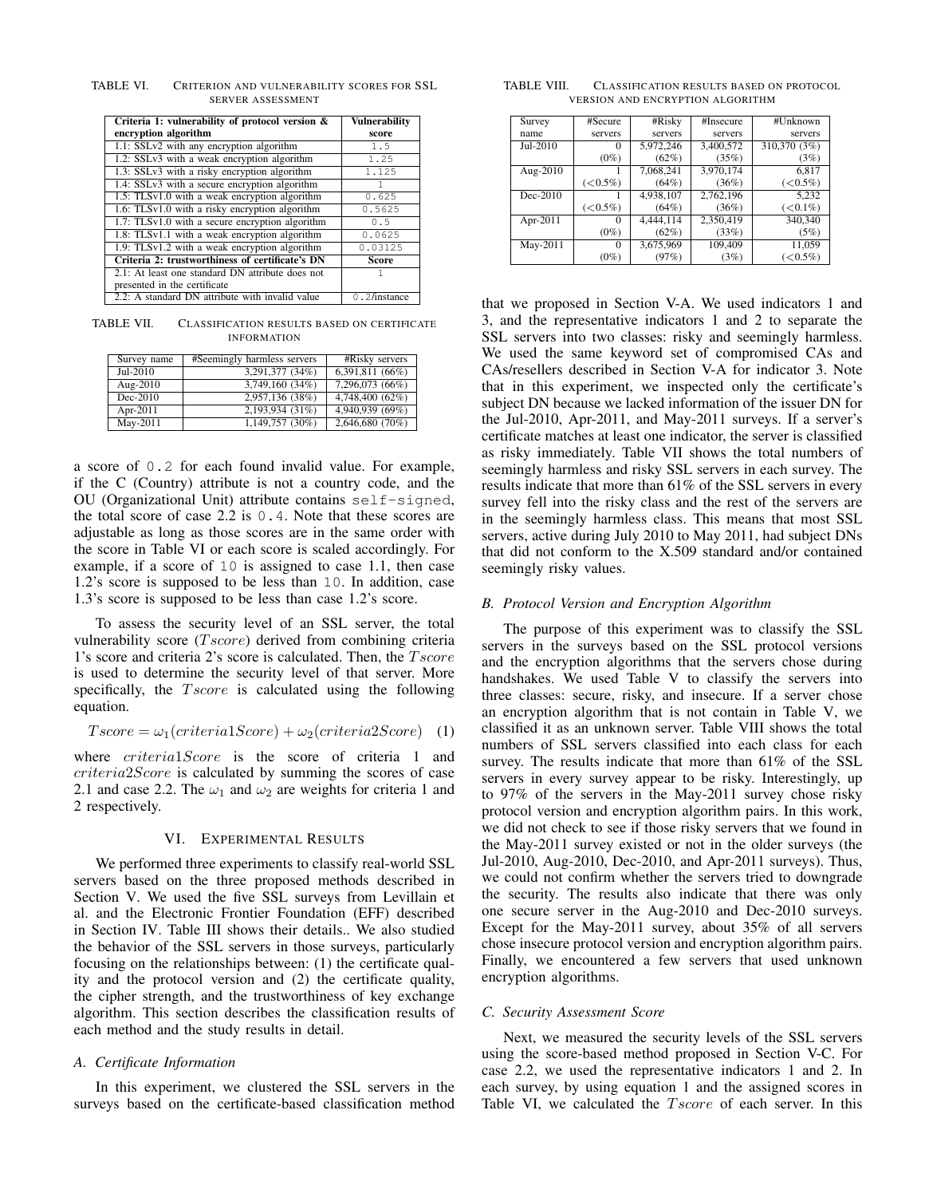TABLE VI. CRITERION AND VULNERABILITY SCORES FOR SSL SERVER ASSESSMENT

| Criteria 1: vulnerability of protocol version & encryption algorithm | Vulnerability score |
|---|---|
| 1.1: SSLv2 with any encryption algorithm | 1.5 |
| 1.2: SSLv3 with a weak encryption algorithm | 1.25 |
| 1.3: SSLv3 with a risky encryption algorithm | 1.125 |
| 1.4: SSLv3 with a secure encryption algorithm | 1 |
| 1.5: TLSv1.0 with a weak encryption algorithm | 0.625 |
| 1.6: TLSv1.0 with a risky encryption algorithm | 0.5625 |
| 1.7: TLSv1.0 with a secure encryption algorithm | 0.5 |
| 1.8: TLSv1.1 with a weak encryption algorithm | 0.0625 |
| 1.9: TLSv1.2 with a weak encryption algorithm | 0.03125 |
| **Criteria 2: trustworthiness of certificate's DN** | **Score** |
| 2.1: At least one standard DN attribute does not presented in the certificate | 1 |
| 2.2: A standard DN attribute with invalid value | 0.2/instance |

TABLE VII. CLASSIFICATION RESULTS BASED ON CERTIFICATE INFORMATION

| Survey name | #Seemingly harmless servers | #Risky servers |
|---|---|---|
| Jul-2010 | 3,291,377 (34%) | 6,391,811 (66%) |
| Aug-2010 | 3,749,160 (34%) | 7,296,073 (66%) |
| Dec-2010 | 2,957,136 (38%) | 4,748,400 (62%) |
| Apr-2011 | 2,193,934 (31%) | 4,940,939 (69%) |
| May-2011 | 1,149,757 (30%) | 2,646,680 (70%) |

a score of 0.2 for each found invalid value. For example, if the C (Country) attribute is not a country code, and the OU (Organizational Unit) attribute contains self-signed, the total score of case 2.2 is 0.4. Note that these scores are adjustable as long as those scores are in the same order with the score in Table VI or each score is scaled accordingly. For example, if a score of 10 is assigned to case 1.1, then case 1.2's score is supposed to be less than 10. In addition, case 1.3's score is supposed to be less than case 1.2's score.

To assess the security level of an SSL server, the total vulnerability score ($Tscore$) derived from combining criteria 1's score and criteria 2's score is calculated. Then, the $Tscore$ is used to determine the security level of that server. More specifically, the $Tscore$ is calculated using the following equation.

$$Tscore = \omega_1(criteria1Score) + \omega_2(criteria2Score) \quad (1)$$

where $criteria1Score$ is the score of criteria 1 and $criteria2Score$ is calculated by summing the scores of case 2.1 and case 2.2. The $\omega_1$ and $\omega_2$ are weights for criteria 1 and 2 respectively.

## VI. EXPERIMENTAL RESULTS

We performed three experiments to classify real-world SSL servers based on the three proposed methods described in Section V. We used the five SSL surveys from Levillain et al. and the Electronic Frontier Foundation (EFF) described in Section IV. Table III shows their details.. We also studied the behavior of the SSL servers in those surveys, particularly focusing on the relationships between: (1) the certificate quality and the protocol version and (2) the certificate quality, the cipher strength, and the trustworthiness of key exchange algorithm. This section describes the classification results of each method and the study results in detail.

### *A. Certificate Information*

In this experiment, we clustered the SSL servers in the surveys based on the certificate-based classification method that we proposed in Section V-A. We used indicators 1 and 3, and the representative indicators 1 and 2 to separate the SSL servers into two classes: risky and seemingly harmless. We used the same keyword set of compromised CAs and CAs/resellers described in Section V-A for indicator 3. Note that in this experiment, we inspected only the certificate's subject DN because we lacked information of the issuer DN for the Jul-2010, Apr-2011, and May-2011 surveys. If a server's certificate matches at least one indicator, the server is classified as risky immediately. Table VII shows the total numbers of seemingly harmless and risky SSL servers in each survey. The results indicate that more than 61% of the SSL servers in every survey fell into the risky class and the rest of the servers are in the seemingly harmless class. This means that most SSL servers, active during July 2010 to May 2011, had subject DNs that did not conform to the X.509 standard and/or contained seemingly risky values.

TABLE VIII. CLASSIFICATION RESULTS BASED ON PROTOCOL VERSION AND ENCRYPTION ALGORITHM

| Survey name | #Secure servers | #Risky servers | #Insecure servers | #Unknown servers |
|---|---|---|---|---|
| Jul-2010 | 0 (0%) | 5,972,246 (62%) | 3,400,572 (35%) | 310,370 (3%) (3%) |
| Aug-2010 | 1 (<0.5%) | 7,068,241 (64%) | 3,970,174 (36%) | 6,817 (<0.5%) |
| Dec-2010 | 1 (<0.5%) | 4,938,107 (64%) | 2,762,196 (36%) | 5,232 (<0.1%) |
| Apr-2011 | 0 (0%) | 4,444,114 (62%) | 2,350,419 (36%) | 340,340 (5%) |
| May-2011 | 0 (0%) | 3,675,969 (97%) | 109,409 (3%) | 11,059 (<0.5%) |

### *B. Protocol Version and Encryption Algorithm*

The purpose of this experiment was to classify the SSL servers in the surveys based on the SSL protocol versions and the encryption algorithms that the servers chose during handshakes. We used Table V to classify the servers into three classes: secure, risky, and insecure. If a server chose an encryption algorithm that is not contain in Table V, we classified it as an unknown server. Table VIII shows the total numbers of SSL servers classified into each class for each survey. The results indicate that more than 61% of the SSL servers in every survey appear to be risky. Interestingly, up to 97% of the servers in the May-2011 survey chose risky protocol version and encryption algorithm pairs. In this work, we did not check to see if those risky servers that we found in the May-2011 survey existed or not in the older surveys (the Jul-2010, Aug-2010, Dec-2010, and Apr-2011 surveys). Thus, we could not confirm whether the servers tried to downgrade the security. The results also indicate that there was only one secure server in the Aug-2010 and Dec-2010 surveys. Except for the May-2011 survey, about 35% of all servers chose insecure protocol version and encryption algorithm pairs. Finally, we encountered a few servers that used unknown encryption algorithms.

### *C. Security Assessment Score*

Next, we measured the security levels of the SSL servers using the score-based method proposed in Section V-C. For case 2.2, we used the representative indicators 1 and 2. In each survey, by using equation 1 and the assigned scores in Table VI, we calculated the $Tscore$ of each server. In this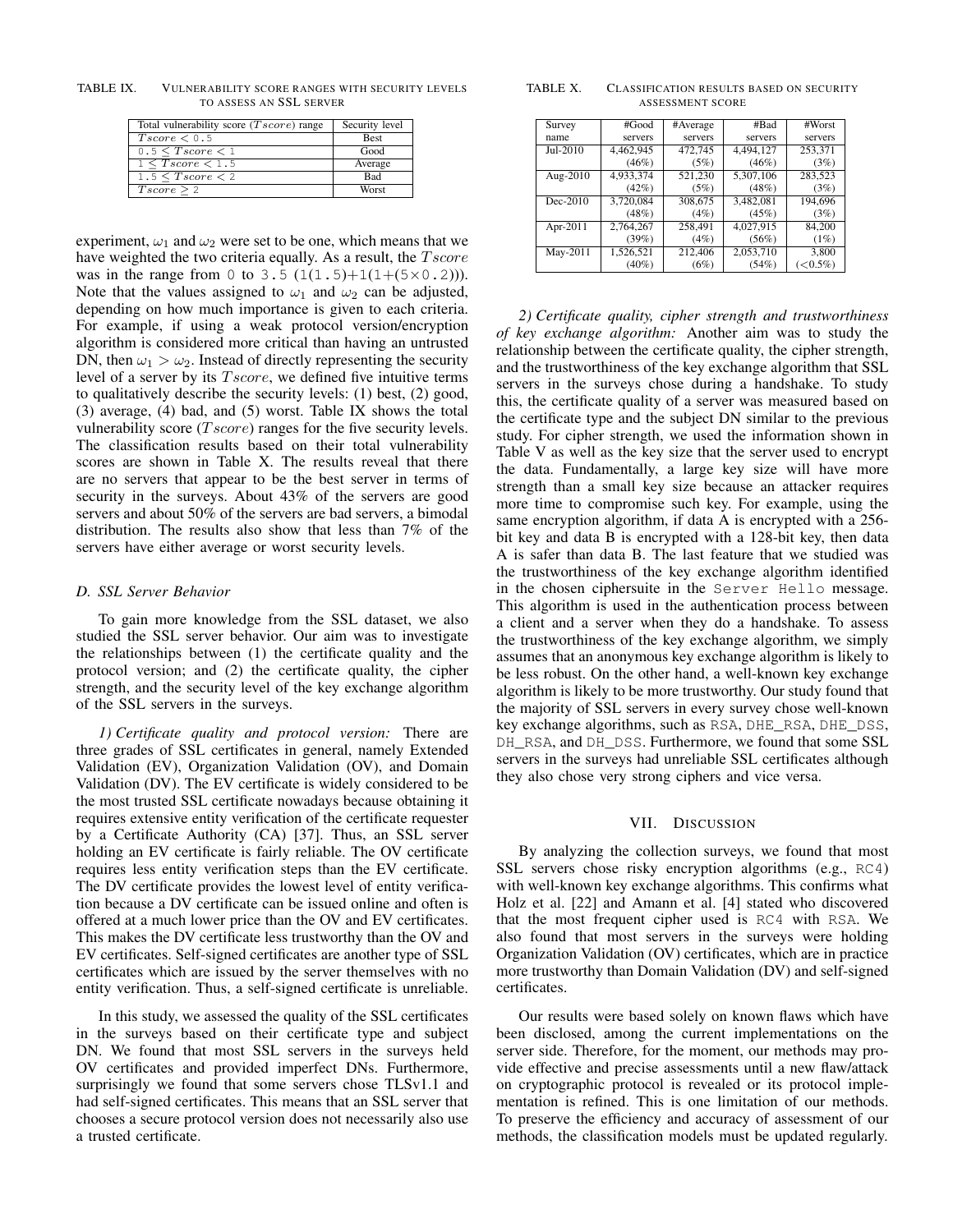TABLE IX. Vulnerability score ranges with security levels to assess an SSL server

| Total vulnerability score ($Tscore$) range | Security level |
|---|---|
| $Tscore < 0.5$ | Best |
| $0.5 \leq Tscore < 1$ | Good |
| $1 \leq Tscore < 1.5$ | Average |
| $1.5 \leq Tscore < 2$ | Bad |
| $Tscore \geq 2$ | Worst |

experiment, $\omega_1$ and $\omega_2$ were set to be one, which means that we have weighted the two criteria equally. As a result, the $Tscore$ was in the range from 0 to 3.5 ($1(1.5)+1(1+(5\times0.2))$). Note that the values assigned to $\omega_1$ and $\omega_2$ can be adjusted, depending on how much importance is given to each criteria. For example, if using a weak protocol version/encryption algorithm is considered more critical than having an untrusted DN, then $\omega_1 > \omega_2$. Instead of directly representing the security level of a server by its $Tscore$, we defined five intuitive terms to qualitatively describe the security levels: (1) best, (2) good, (3) average, (4) bad, and (5) worst. Table IX shows the total vulnerability score ($Tscore$) ranges for the five security levels. The classification results based on their total vulnerability scores are shown in Table X. The results reveal that there are no servers that appear to be the best server in terms of security in the surveys. About 43% of the servers are good servers and about 50% of the servers are bad servers, a bimodal distribution. The results also show that less than 7% of the servers have either average or worst security levels.

### D. SSL Server Behavior

To gain more knowledge from the SSL dataset, we also studied the SSL server behavior. Our aim was to investigate the relationships between (1) the certificate quality and the protocol version; and (2) the certificate quality, the cipher strength, and the security level of the key exchange algorithm of the SSL servers in the surveys.

*1) Certificate quality and protocol version:* There are three grades of SSL certificates in general, namely Extended Validation (EV), Organization Validation (OV), and Domain Validation (DV). The EV certificate is widely considered to be the most trusted SSL certificate nowadays because obtaining it requires extensive entity verification of the certificate requester by a Certificate Authority (CA) [37]. Thus, an SSL server holding an EV certificate is fairly reliable. The OV certificate requires less entity verification steps than the EV certificate. The DV certificate provides the lowest level of entity verification because a DV certificate can be issued online and often is offered at a much lower price than the OV and EV certificates. This makes the DV certificate less trustworthy than the OV and EV certificates. Self-signed certificates are another type of SSL certificates which are issued by the server themselves with no entity verification. Thus, a self-signed certificate is unreliable.

In this study, we assessed the quality of the SSL certificates in the surveys based on their certificate type and subject DN. We found that most SSL servers in the surveys held OV certificates and provided imperfect DNs. Furthermore, surprisingly we found that some servers chose TLSv1.1 and had self-signed certificates. This means that an SSL server that chooses a secure protocol version does not necessarily also use a trusted certificate.

TABLE X. Classification results based on security assessment score

| Survey name | #Good servers | #Average servers | #Bad servers | #Worst servers |
|---|---|---|---|---|
| Jul-2010 | 4,462,945 (46%) | 472,745 (5%) | 4,494,127 (46%) | 253,371 (3%) |
| Aug-2010 | 4,933,374 (42%) | 521,230 (5%) | 5,307,106 (48%) | 283,523 (3%) |
| Dec-2010 | 3,720,084 (48%) | 308,675 (4%) | 3,482,081 (45%) | 194,696 (3%) |
| Apr-2011 | 2,764,267 (39%) | 258,491 (4%) | 4,027,915 (56%) | 84,200 (1%) |
| May-2011 | 1,526,521 (40%) | 212,406 (6%) | 2,053,710 (54%) | 3,800 (<0.5%) |

*2) Certificate quality, cipher strength and trustworthiness of key exchange algorithm:* Another aim was to study the relationship between the certificate quality, the cipher strength, and the trustworthiness of the key exchange algorithm that SSL servers in the surveys chose during a handshake. To study this, the certificate quality of a server was measured based on the certificate type and the subject DN similar to the previous study. For cipher strength, we used the information shown in Table V as well as the key size that the server used to encrypt the data. Fundamentally, a large key size will have more strength than a small key size because an attacker requires more time to compromise such key. For example, using the same encryption algorithm, if data A is encrypted with a 256-bit key and data B is encrypted with a 128-bit key, then data A is safer than data B. The last feature that we studied was the trustworthiness of the key exchange algorithm identified in the chosen ciphersuite in the `Server Hello` message. This algorithm is used in the authentication process between a client and a server when they do a handshake. To assess the trustworthiness of the key exchange algorithm, we simply assumes that an anonymous key exchange algorithm is likely to be less robust. On the other hand, a well-known key exchange algorithm is likely to be more trustworthy. Our study found that the majority of SSL servers in every survey chose well-known key exchange algorithms, such as `RSA`, `DHE_RSA`, `DHE_DSS`, `DH_RSA`, and `DH_DSS`. Furthermore, we found that some SSL servers in the surveys had unreliable SSL certificates although they also chose very strong ciphers and vice versa.

## VII. Discussion

By analyzing the collection surveys, we found that most SSL servers chose risky encryption algorithms (e.g., `RC4`) with well-known key exchange algorithms. This confirms what Holz et al. [22] and Amann et al. [4] stated who discovered that the most frequent cipher used is `RC4` with `RSA`. We also found that most servers in the surveys were holding Organization Validation (OV) certificates, which are in practice more trustworthy than Domain Validation (DV) and self-signed certificates.

Our results were based solely on known flaws which have been disclosed, among the current implementations on the server side. Therefore, for the moment, our methods may provide effective and precise assessments until a new flaw/attack on cryptographic protocol is revealed or its protocol implementation is refined. This is one limitation of our methods. To preserve the efficiency and accuracy of assessment of our methods, the classification models must be updated regularly.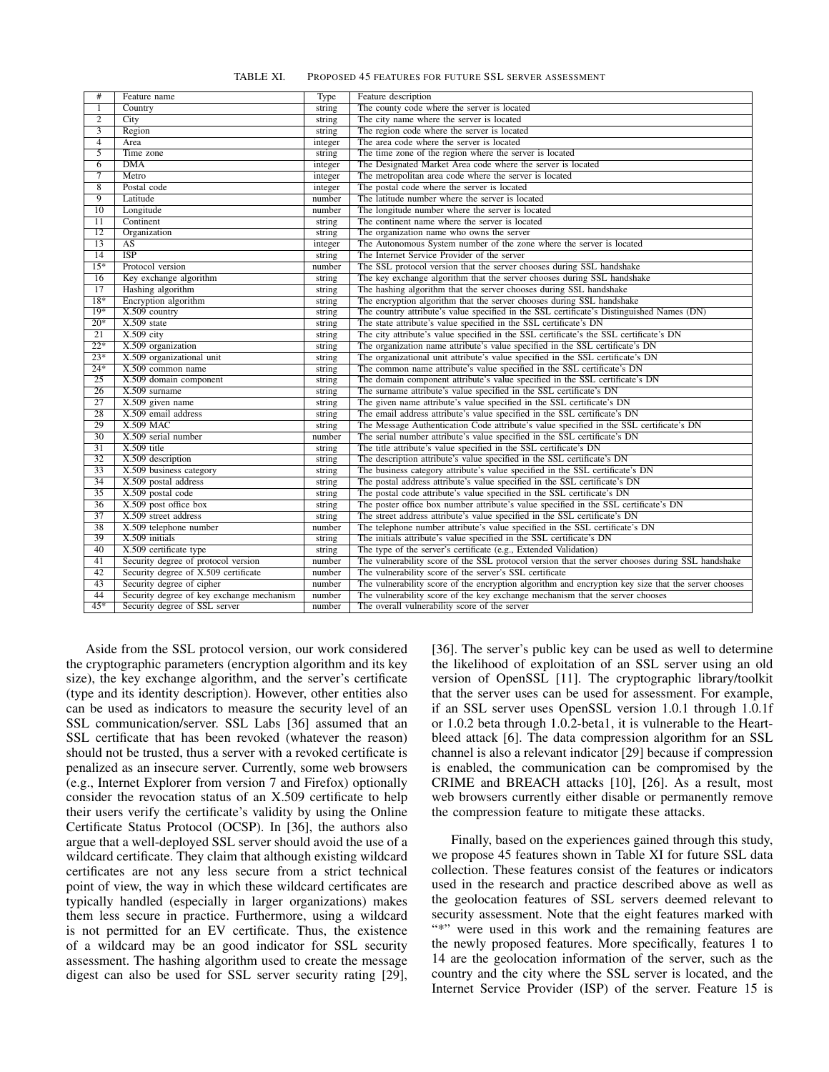TABLE XI. PROPOSED 45 FEATURES FOR FUTURE SSL SERVER ASSESSMENT

| # | Feature name | Type | Feature description |
|---|---|---|---|
| 1 | Country | string | The county code where the server is located |
| 2 | City | string | The city name where the server is located |
| 3 | Region | string | The region code where the server is located |
| 4 | Area | integer | The area code where the server is located |
| 5 | Time zone | string | The time zone of the region where the server is located |
| 6 | DMA | integer | The Designated Market Area code where the server is located |
| 7 | Metro | integer | The metropolitan area code where the server is located |
| 8 | Postal code | integer | The postal code where the server is located |
| 9 | Latitude | number | The latitude number where the server is located |
| 10 | Longitude | number | The longitude number where the server is located |
| 11 | Continent | string | The continent name where the server is located |
| 12 | Organization | string | The organization name who owns the server |
| 13 | AS | integer | The Autonomous System number of the zone where the server is located |
| 14 | ISP | string | The Internet Service Provider of the server |
| 15* | Protocol version | number | The SSL protocol version that the server chooses during SSL handshake |
| 16 | Key exchange algorithm | string | The key exchange algorithm that the server chooses during SSL handshake |
| 17 | Hashing algorithm | string | The hashing algorithm that the server chooses during SSL handshake |
| 18* | Encryption algorithm | string | The encryption algorithm that the server chooses during SSL handshake |
| 19* | X.509 country | string | The country attribute's value specified in the SSL certificate's Distinguished Names (DN) |
| 20* | X.509 state | string | The state attribute's value specified in the SSL certificate's DN |
| 21 | X.509 city | string | The city attribute's value specified in the SSL certificate's the SSL certificate's DN |
| 22* | X.509 organization | string | The organization name attribute's value specified in the SSL certificate's DN |
| 23* | X.509 organizational unit | string | The organizational unit attribute's value specified in the SSL certificate's DN |
| 24* | X.509 common name | string | The common name attribute's value specified in the SSL certificate's DN |
| 25 | X.509 domain component | string | The domain component attribute's value specified in the SSL certificate's DN |
| 26 | X.509 surname | string | The surname attribute's value specified in the SSL certificate's DN |
| 27 | X.509 given name | string | The given name attribute's value specified in the SSL certificate's DN |
| 28 | X.509 email address | string | The email address attribute's value specified in the SSL certificate's DN |
| 29 | X.509 MAC | string | The Message Authentication Code attribute's value specified in the SSL certificate's DN |
| 30 | X.509 serial number | number | The serial number attribute's value specified in the SSL certificate's DN |
| 31 | X.509 title | string | The title attribute's value specified in the SSL certificate's DN |
| 32 | X.509 description | string | The description attribute's value specified in the SSL certificate's DN |
| 33 | X.509 business category | string | The business category attribute's value specified in the SSL certificate's DN |
| 34 | X.509 postal address | string | The postal address attribute's value specified in the SSL certificate's DN |
| 35 | X.509 postal code | string | The postal code attribute's value specified in the SSL certificate's DN |
| 36 | X.509 post office box | string | The poster office box number attribute's value specified in the SSL certificate's DN |
| 37 | X.509 street address | string | The street address attribute's value specified in the SSL certificate's DN |
| 38 | X.509 telephone number | number | The telephone number attribute's value specified in the SSL certificate's DN |
| 39 | X.509 initials | string | The initials attribute's value specified in the SSL certificate's DN |
| 40 | X.509 certificate type | string | The type of the server's certificate (e.g., Extended Validation) |
| 41 | Security degree of protocol version | number | The vulnerability score of the SSL protocol version that the server chooses during SSL handshake |
| 42 | Security degree of X.509 certificate | number | The vulnerability score of the server's SSL certificate |
| 43 | Security degree of cipher | number | The vulnerability score of the encryption algorithm and encryption key size that the server chooses |
| 44 | Security degree of key exchange mechanism | number | The vulnerability score of the key exchange mechanism that the server chooses |
| 45* | Security degree of SSL server | number | The overall vulnerability score of the server |

Aside from the SSL protocol version, our work considered the cryptographic parameters (encryption algorithm and its key size), the key exchange algorithm, and the server's certificate (type and its identity description). However, other entities also can be used as indicators to measure the security level of an SSL communication/server. SSL Labs [36] assumed that an SSL certificate that has been revoked (whatever the reason) should not be trusted, thus a server with a revoked certificate is penalized as an insecure server. Currently, some web browsers (e.g., Internet Explorer from version 7 and Firefox) optionally consider the revocation status of an X.509 certificate to help their users verify the certificate's validity by using the Online Certificate Status Protocol (OCSP). In [36], the authors also argue that a well-deployed SSL server should avoid the use of a wildcard certificate. They claim that although existing wildcard certificates are not any less secure from a strict technical point of view, the way in which these wildcard certificates are typically handled (especially in larger organizations) makes them less secure in practice. Furthermore, using a wildcard is not permitted for an EV certificate. Thus, the existence of a wildcard may be an good indicator for SSL security assessment. The hashing algorithm used to create the message digest can also be used for SSL server security rating [29], [36]. The server's public key can be used as well to determine the likelihood of exploitation of an SSL server using an old version of OpenSSL [11]. The cryptographic library/toolkit that the server uses can be used for assessment. For example, if an SSL server uses OpenSSL version 1.0.1 through 1.0.1f or 1.0.2 beta through 1.0.2-beta1, it is vulnerable to the Heartbleed attack [6]. The data compression algorithm for an SSL channel is also a relevant indicator [29] because if compression is enabled, the communication can be compromised by the CRIME and BREACH attacks [10], [26]. As a result, most web browsers currently either disable or permanently remove the compression feature to mitigate these attacks.

Finally, based on the experiences gained through this study, we propose 45 features shown in Table XI for future SSL data collection. These features consist of the features or indicators used in the research and practice described above as well as the geolocation features of SSL servers deemed relevant to security assessment. Note that the eight features marked with "*" were used in this work and the remaining features are the newly proposed features. More specifically, features 1 to 14 are the geolocation information of the server, such as the country and the city where the SSL server is located, and the Internet Service Provider (ISP) of the server. Feature 15 is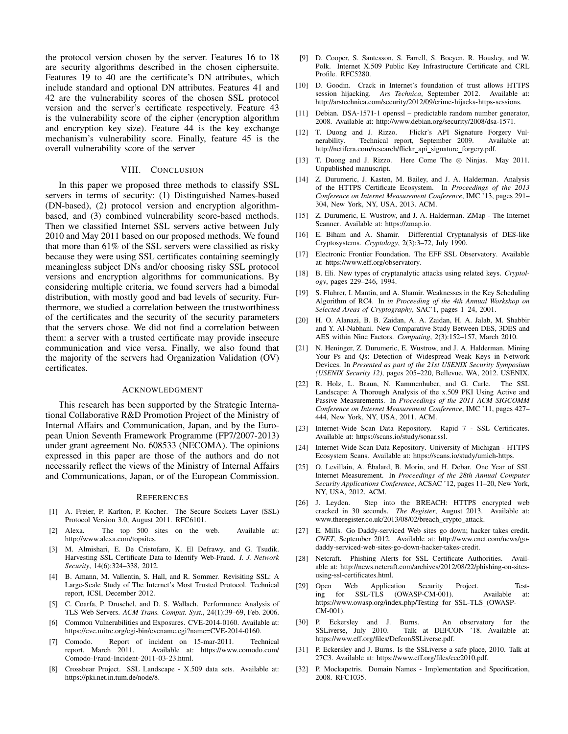the protocol version chosen by the server. Features 16 to 18 are security algorithms described in the chosen ciphersuite. Features 19 to 40 are the certificate's DN attributes, which include standard and optional DN attributes. Features 41 and 42 are the vulnerability scores of the chosen SSL protocol version and the server's certificate respectively. Feature 43 is the vulnerability score of the cipher (encryption algorithm and encryption key size). Feature 44 is the key exchange mechanism's vulnerability score. Finally, feature 45 is the overall vulnerability score of the server

## VIII. Conclusion

In this paper we proposed three methods to classify SSL servers in terms of security: (1) Distinguished Names-based (DN-based), (2) protocol version and encryption algorithm-based, and (3) combined vulnerability score-based methods. Then we classified Internet SSL servers active between July 2010 and May 2011 based on our proposed methods. We found that more than 61% of the SSL servers were classified as risky because they were using SSL certificates containing seemingly meaningless subject DNs and/or choosing risky SSL protocol versions and encryption algorithms for communications. By considering multiple criteria, we found servers had a bimodal distribution, with mostly good and bad levels of security. Furthermore, we studied a correlation between the trustworthiness of the certificates and the security of the security parameters that the servers chose. We did not find a correlation between them: a server with a trusted certificate may provide insecure communication and vice versa. Finally, we also found that the majority of the servers had Organization Validation (OV) certificates.

## Acknowledgment

This research has been supported by the Strategic International Collaborative R&D Promotion Project of the Ministry of Internal Affairs and Communication, Japan, and by the European Union Seventh Framework Programme (FP7/2007-2013) under grant agreement No. 608533 (NECOMA). The opinions expressed in this paper are those of the authors and do not necessarily reflect the views of the Ministry of Internal Affairs and Communications, Japan, or of the European Commission.

## References

[1] A. Freier, P. Karlton, P. Kocher. The Secure Sockets Layer (SSL) Protocol Version 3.0, August 2011. RFC6101.

[2] Alexa. The top 500 sites on the web. Available at: http://www.alexa.com/topsites.

[3] M. Almishari, E. De Cristofaro, K. El Defrawy, and G. Tsudik. Harvesting SSL Certificate Data to Identify Web-Fraud. *I. J. Network Security*, 14(6):324–338, 2012.

[4] B. Amann, M. Vallentin, S. Hall, and R. Sommer. Revisiting SSL: A Large-Scale Study of The Internet's Most Trusted Protocol. Technical report, ICSI, December 2012.

[5] C. Coarfa, P. Druschel, and D. S. Wallach. Performance Analysis of TLS Web Servers. *ACM Trans. Comput. Syst.*, 24(1):39–69, Feb. 2006.

[6] Common Vulnerabilities and Exposures. CVE-2014-0160. Available at: https://cve.mitre.org/cgi-bin/cvename.cgi?name=CVE-2014-0160.

[7] Comodo. Report of incident on 15-mar-2011. Technical report, March 2011. Available at: https://www.comodo.com/Comodo-Fraud-Incident-2011-03-23.html.

[8] Crossbear Project. SSL Landscape - X.509 data sets. Available at: https://pki.net.in.tum.de/node/8.

[9] D. Cooper, S. Santesson, S. Farrell, S. Boeyen, R. Housley, and W. Polk. Internet X.509 Public Key Infrastructure Certificate and CRL Profile. RFC5280.

[10] D. Goodin. Crack in Internet's foundation of trust allows HTTPS session hijacking. *Ars Technica*, September 2012. Available at: http://arstechnica.com/security/2012/09/crime-hijacks-https-sessions.

[11] Debian. DSA-1571-1 openssl – predictable random number generator, 2008. Available at: http://www.debian.org/security/2008/dsa-1571.

[12] T. Duong and J. Rizzo. Flickr's API Signature Forgery Vulnerability. Technical report, September 2009. Available at: http://netifera.com/research/flickr_api_signature_forgery.pdf.

[13] T. Duong and J. Rizzo. Here Come The ⊗ Ninjas. May 2011. Unpublished manuscript.

[14] Z. Durumeric, J. Kasten, M. Bailey, and J. A. Halderman. Analysis of the HTTPS Certificate Ecosystem. In *Proceedings of the 2013 Conference on Internet Measurement Conference*, IMC '13, pages 291–304, New York, NY, USA, 2013. ACM.

[15] Z. Durumeric, E. Wustrow, and J. A. Halderman. ZMap - The Internet Scanner. Available at: https://zmap.io.

[16] E. Biham and A. Shamir. Differential Cryptanalysis of DES-like Cryptosystems. *Cryptology*, 2(3):3–72, July 1990.

[17] Electronic Frontier Foundation. The EFF SSL Observatory. Available at: https://www.eff.org/observatory.

[18] B. Eli. New types of cryptanalytic attacks using related keys. *Cryptology*, pages 229–246, 1994.

[19] S. Fluhrer, I. Mantin, and A. Shamir. Weaknesses in the Key Scheduling Algorithm of RC4. In *in Proceeding of the 4th Annual Workshop on Selected Areas of Cryptography*, SAC'1, pages 1–24, 2001.

[20] H. O. Alanazi, B. B. Zaidan, A. A. Zaidan, H. A. Jalab, M. Shabbir and Y. Al-Nabhani. New Comparative Study Between DES, 3DES and AES within Nine Factors. *Computing*, 2(3):152–157, March 2010.

[21] N. Heninger, Z. Durumeric, E. Wustrow, and J. A. Halderman. Mining Your Ps and Qs: Detection of Widespread Weak Keys in Network Devices. In *Presented as part of the 21st USENIX Security Symposium (USENIX Security 12)*, pages 205–220, Bellevue, WA, 2012. USENIX.

[22] R. Holz, L. Braun, N. Kammenhuber, and G. Carle. The SSL Landscape: A Thorough Analysis of the x.509 PKI Using Active and Passive Measurements. In *Proceedings of the 2011 ACM SIGCOMM Conference on Internet Measurement Conference*, IMC '11, pages 427–444, New York, NY, USA, 2011. ACM.

[23] Internet-Wide Scan Data Repository. Rapid 7 - SSL Certificates. Available at: https://scans.io/study/sonar.ssl.

[24] Internet-Wide Scan Data Repository. University of Michigan - HTTPS Ecosystem Scans. Available at: https://scans.io/study/umich-https.

[25] O. Levillain, A. Ébalard, B. Morin, and H. Debar. One Year of SSL Internet Measurement. In *Proceedings of the 28th Annual Computer Security Applications Conference*, ACSAC '12, pages 11–20, New York, NY, USA, 2012. ACM.

[26] J. Leyden. Step into the BREACH: HTTPS encrypted web cracked in 30 seconds. *The Register*, August 2013. Available at: www.theregister.co.uk/2013/08/02/breach_crypto_attack.

[27] E. Mills. Go Daddy-serviced Web sites go down; hacker takes credit. *CNET*, September 2012. Available at: http://www.cnet.com/news/go-daddy-serviced-web-sites-go-down-hacker-takes-credit.

[28] Netcraft. Phishing Alerts for SSL Certificate Authorities. Available at: http://news.netcraft.com/archives/2012/08/22/phishing-on-sites-using-ssl-certificates.html.

[29] Open Web Application Security Project. Testing for SSL-TLS (OWASP-CM-001). Available at: https://www.owasp.org/index.php/Testing_for_SSL-TLS_(OWASP-CM-001).

[30] P. Eckersley and J. Burns. An observatory for the SSLiverse, July 2010. Talk at DEFCON '18. Available at: https://www.eff.org/files/DefconSSLiverse.pdf.

[31] P. Eckersley and J. Burns. Is the SSLiverse a safe place, 2010. Talk at 27C3. Available at: https://www.eff.org/files/ccc2010.pdf.

[32] P. Mockapetris. Domain Names - Implementation and Specification, 2008. RFC1035.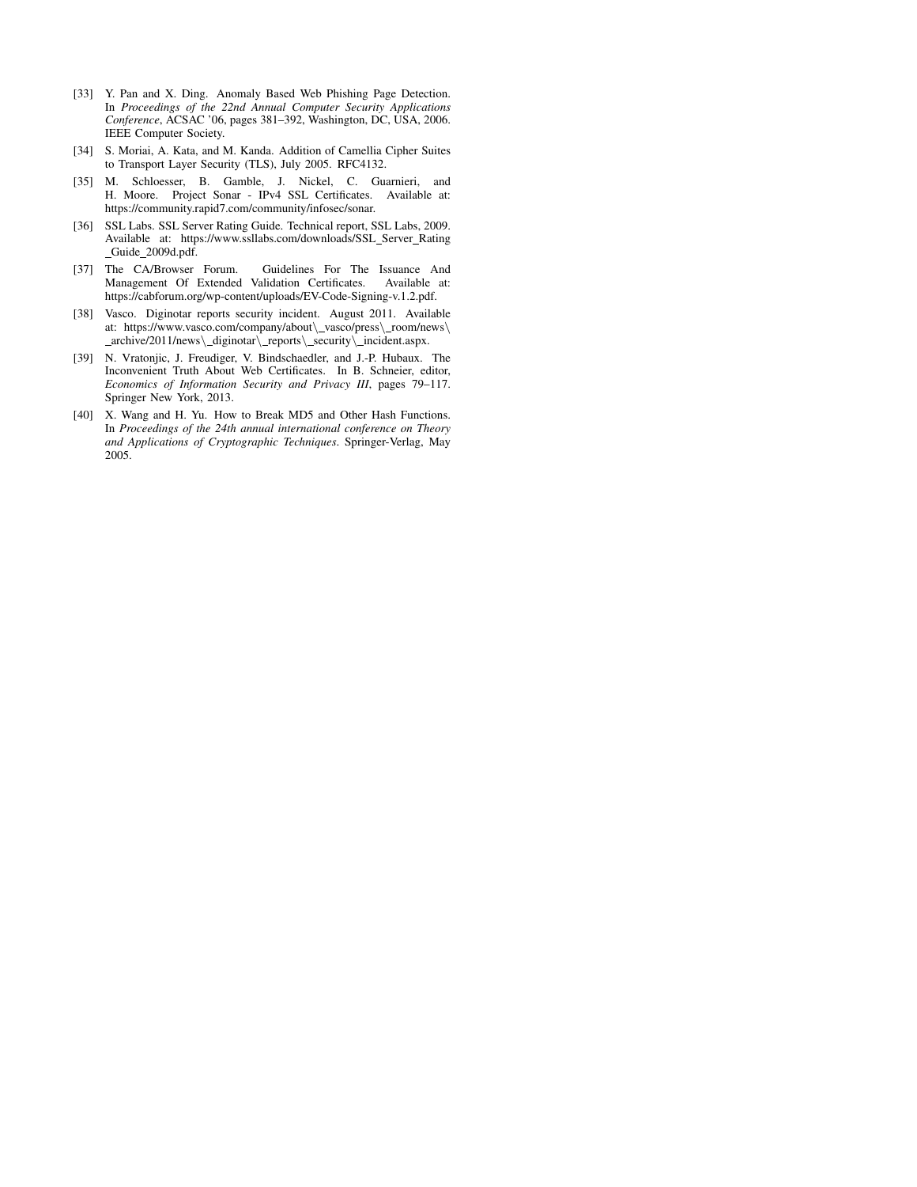[33] Y. Pan and X. Ding. Anomaly Based Web Phishing Page Detection. In *Proceedings of the 22nd Annual Computer Security Applications Conference*, ACSAC '06, pages 381–392, Washington, DC, USA, 2006. IEEE Computer Society.

[34] S. Moriai, A. Kata, and M. Kanda. Addition of Camellia Cipher Suites to Transport Layer Security (TLS), July 2005. RFC4132.

[35] M. Schloesser, B. Gamble, J. Nickel, C. Guarnieri, and H. Moore. Project Sonar - IPv4 SSL Certificates. Available at: https://community.rapid7.com/community/infosec/sonar.

[36] SSL Labs. SSL Server Rating Guide. Technical report, SSL Labs, 2009. Available at: https://www.ssllabs.com/downloads/SSL_Server_Rating_Guide_2009d.pdf.

[37] The CA/Browser Forum. Guidelines For The Issuance And Management Of Extended Validation Certificates. Available at: https://cabforum.org/wp-content/uploads/EV-Code-Signing-v.1.2.pdf.

[38] Vasco. Diginotar reports security incident. August 2011. Available at: https://www.vasco.com/company/about\_vasco/press\_room/news\_archive/2011/news\_diginotar\_reports\_security\_incident.aspx.

[39] N. Vratonjic, J. Freudiger, V. Bindschaedler, and J.-P. Hubaux. The Inconvenient Truth About Web Certificates. In B. Schneier, editor, *Economics of Information Security and Privacy III*, pages 79–117. Springer New York, 2013.

[40] X. Wang and H. Yu. How to Break MD5 and Other Hash Functions. In *Proceedings of the 24th annual international conference on Theory and Applications of Cryptographic Techniques*. Springer-Verlag, May 2005.